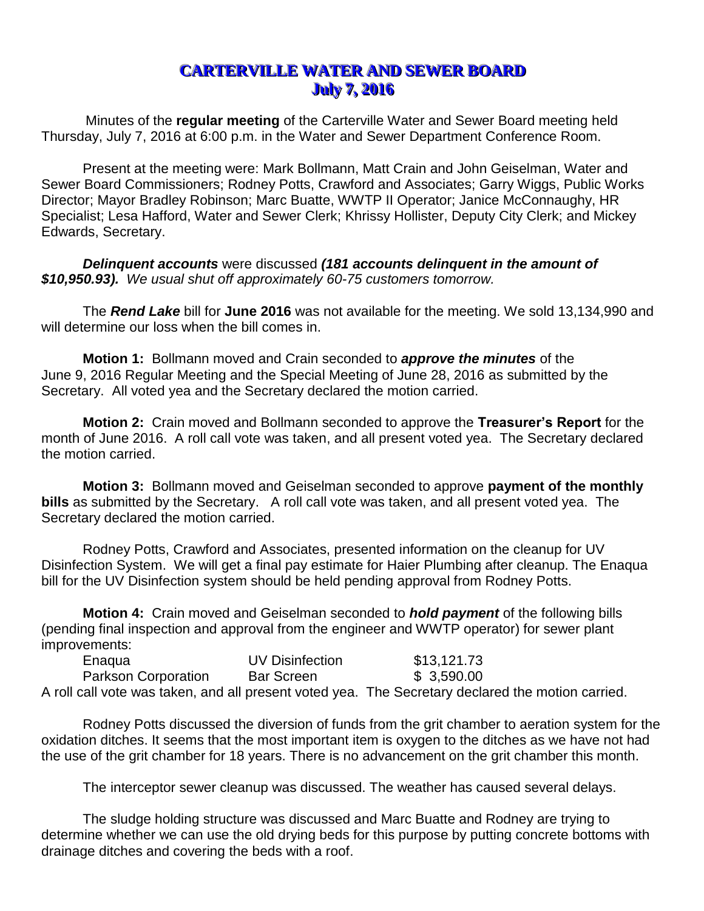# CARTERVILLE WATER AND SEWER BOARD
## July 7, 2016

Minutes of the **regular meeting** of the Carterville Water and Sewer Board meeting held Thursday, July 7, 2016 at 6:00 p.m. in the Water and Sewer Department Conference Room.

Present at the meeting were: Mark Bollmann, Matt Crain and John Geiselman, Water and Sewer Board Commissioners; Rodney Potts, Crawford and Associates; Garry Wiggs, Public Works Director; Mayor Bradley Robinson; Marc Buatte, WWTP II Operator; Janice McConnaughy, HR Specialist; Lesa Hafford, Water and Sewer Clerk; Khrissy Hollister, Deputy City Clerk; and Mickey Edwards, Secretary.

***Delinquent accounts*** were discussed ***(181 accounts delinquent in the amount of $10,950.93).*** *We usual shut off approximately 60-75 customers tomorrow.*

The ***Rend Lake*** bill for **June 2016** was not available for the meeting. We sold 13,134,990 and will determine our loss when the bill comes in.

**Motion 1:** Bollmann moved and Crain seconded to ***approve the minutes*** of the June 9, 2016 Regular Meeting and the Special Meeting of June 28, 2016 as submitted by the Secretary. All voted yea and the Secretary declared the motion carried.

**Motion 2:** Crain moved and Bollmann seconded to approve the **Treasurer's Report** for the month of June 2016. A roll call vote was taken, and all present voted yea. The Secretary declared the motion carried.

**Motion 3:** Bollmann moved and Geiselman seconded to approve **payment of the monthly bills** as submitted by the Secretary. A roll call vote was taken, and all present voted yea. The Secretary declared the motion carried.

Rodney Potts, Crawford and Associates, presented information on the cleanup for UV Disinfection System. We will get a final pay estimate for Haier Plumbing after cleanup. The Enaqua bill for the UV Disinfection system should be held pending approval from Rodney Potts.

**Motion 4:** Crain moved and Geiselman seconded to ***hold payment*** of the following bills (pending final inspection and approval from the engineer and WWTP operator) for sewer plant improvements:

| | | |
|---|---|---|
| Enaqua | UV Disinfection | $13,121.73 |
| Parkson Corporation | Bar Screen | $ 3,590.00 |

A roll call vote was taken, and all present voted yea. The Secretary declared the motion carried.

Rodney Potts discussed the diversion of funds from the grit chamber to aeration system for the oxidation ditches. It seems that the most important item is oxygen to the ditches as we have not had the use of the grit chamber for 18 years. There is no advancement on the grit chamber this month.

The interceptor sewer cleanup was discussed. The weather has caused several delays.

The sludge holding structure was discussed and Marc Buatte and Rodney are trying to determine whether we can use the old drying beds for this purpose by putting concrete bottoms with drainage ditches and covering the beds with a roof.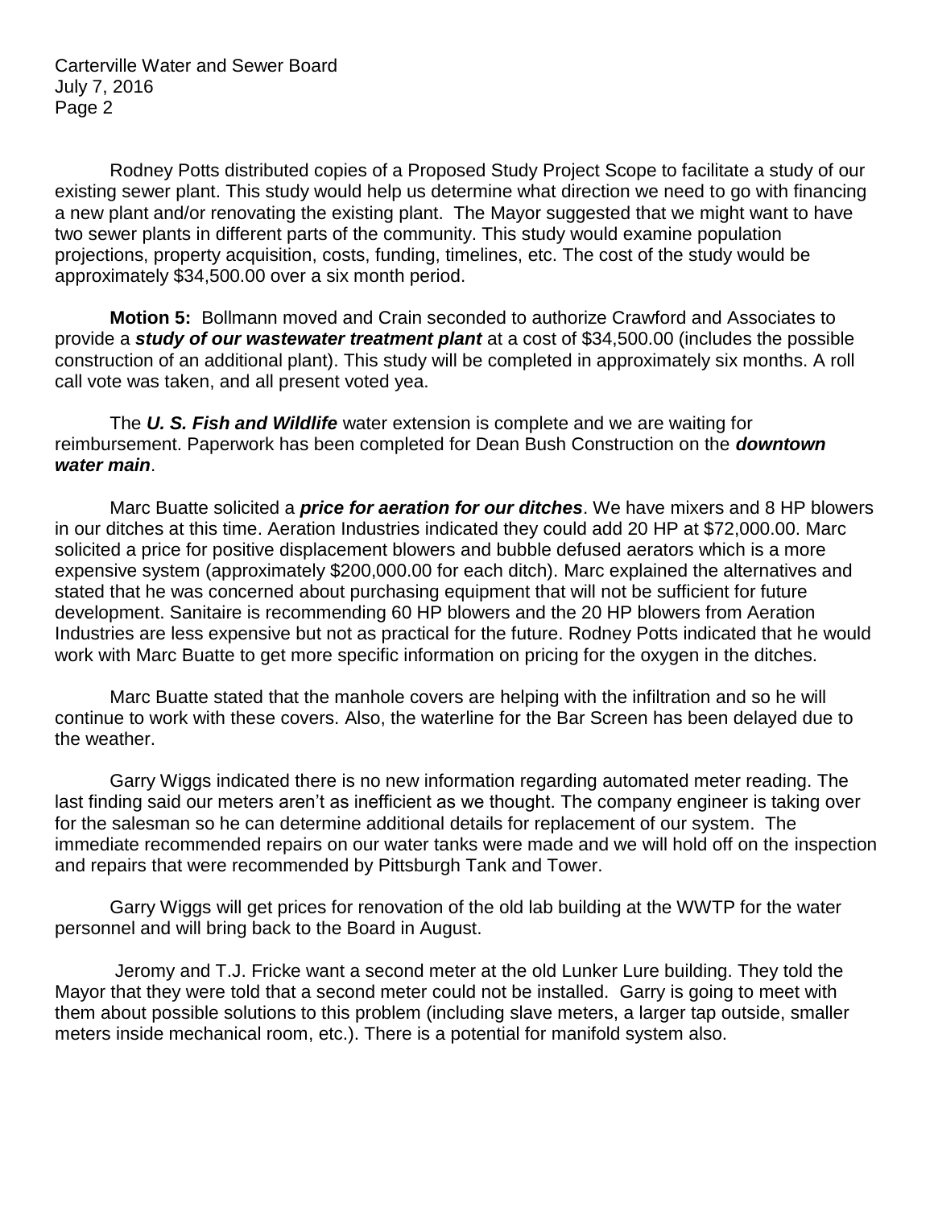Rodney Potts distributed copies of a Proposed Study Project Scope to facilitate a study of our existing sewer plant. This study would help us determine what direction we need to go with financing a new plant and/or renovating the existing plant. The Mayor suggested that we might want to have two sewer plants in different parts of the community. This study would examine population projections, property acquisition, costs, funding, timelines, etc. The cost of the study would be approximately $34,500.00 over a six month period.

**Motion 5:** Bollmann moved and Crain seconded to authorize Crawford and Associates to provide a ***study of our wastewater treatment plant*** at a cost of $34,500.00 (includes the possible construction of an additional plant). This study will be completed in approximately six months. A roll call vote was taken, and all present voted yea.

The ***U. S. Fish and Wildlife*** water extension is complete and we are waiting for reimbursement. Paperwork has been completed for Dean Bush Construction on the ***downtown water main***.

Marc Buatte solicited a ***price for aeration for our ditches***. We have mixers and 8 HP blowers in our ditches at this time. Aeration Industries indicated they could add 20 HP at $72,000.00. Marc solicited a price for positive displacement blowers and bubble defused aerators which is a more expensive system (approximately $200,000.00 for each ditch). Marc explained the alternatives and stated that he was concerned about purchasing equipment that will not be sufficient for future development. Sanitaire is recommending 60 HP blowers and the 20 HP blowers from Aeration Industries are less expensive but not as practical for the future. Rodney Potts indicated that he would work with Marc Buatte to get more specific information on pricing for the oxygen in the ditches.

Marc Buatte stated that the manhole covers are helping with the infiltration and so he will continue to work with these covers. Also, the waterline for the Bar Screen has been delayed due to the weather.

Garry Wiggs indicated there is no new information regarding automated meter reading. The last finding said our meters aren't as inefficient as we thought. The company engineer is taking over for the salesman so he can determine additional details for replacement of our system. The immediate recommended repairs on our water tanks were made and we will hold off on the inspection and repairs that were recommended by Pittsburgh Tank and Tower.

Garry Wiggs will get prices for renovation of the old lab building at the WWTP for the water personnel and will bring back to the Board in August.

Jeromy and T.J. Fricke want a second meter at the old Lunker Lure building. They told the Mayor that they were told that a second meter could not be installed. Garry is going to meet with them about possible solutions to this problem (including slave meters, a larger tap outside, smaller meters inside mechanical room, etc.). There is a potential for manifold system also.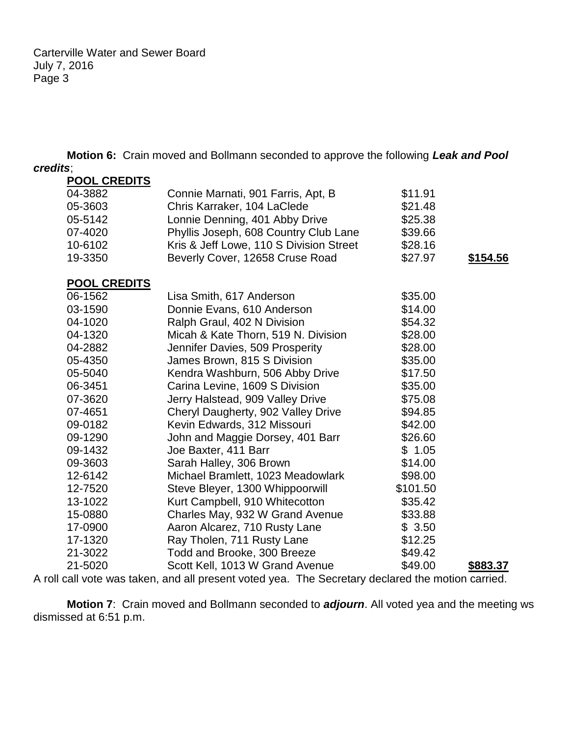**Motion 6:** Crain moved and Bollmann seconded to approve the following ***Leak and Pool credits***;

| | | | |
|---|---|---|---|
| **POOL CREDITS** | | | |
| 04-3882 | Connie Marnati, 901 Farris, Apt, B | $11.91 | |
| 05-3603 | Chris Karraker, 104 LaClede | $21.48 | |
| 05-5142 | Lonnie Denning, 401 Abby Drive | $25.38 | |
| 07-4020 | Phyllis Joseph, 608 Country Club Lane | $39.66 | |
| 10-6102 | Kris & Jeff Lowe, 110 S Division Street | $28.16 | |
| 19-3350 | Beverly Cover, 12658 Cruse Road | $27.97 | **$154.56** |
| **POOL CREDITS** | | | |
| 06-1562 | Lisa Smith, 617 Anderson | $35.00 | |
| 03-1590 | Donnie Evans, 610 Anderson | $14.00 | |
| 04-1020 | Ralph Graul, 402 N Division | $54.32 | |
| 04-1320 | Micah & Kate Thorn, 519 N. Division | $28.00 | |
| 04-2882 | Jennifer Davies, 509 Prosperity | $28.00 | |
| 05-4350 | James Brown, 815 S Division | $35.00 | |
| 05-5040 | Kendra Washburn, 506 Abby Drive | $17.50 | |
| 06-3451 | Carina Levine, 1609 S Division | $35.00 | |
| 07-3620 | Jerry Halstead, 909 Valley Drive | $75.08 | |
| 07-4651 | Cheryl Daugherty, 902 Valley Drive | $94.85 | |
| 09-0182 | Kevin Edwards, 312 Missouri | $42.00 | |
| 09-1290 | John and Maggie Dorsey, 401 Barr | $26.60 | |
| 09-1432 | Joe Baxter, 411 Barr | $ 1.05 | |
| 09-3603 | Sarah Halley, 306 Brown | $14.00 | |
| 12-6142 | Michael Bramlett, 1023 Meadowlark | $98.00 | |
| 12-7520 | Steve Bleyer, 1300 Whippoorwill | $101.50 | |
| 13-1022 | Kurt Campbell, 910 Whitecotton | $35.42 | |
| 15-0880 | Charles May, 932 W Grand Avenue | $33.88 | |
| 17-0900 | Aaron Alcarez, 710 Rusty Lane | $ 3.50 | |
| 17-1320 | Ray Tholen, 711 Rusty Lane | $12.25 | |
| 21-3022 | Todd and Brooke, 300 Breeze | $49.42 | |
| 21-5020 | Scott Kell, 1013 W Grand Avenue | $49.00 | **$883.37** |

A roll call vote was taken, and all present voted yea. The Secretary declared the motion carried.

**Motion 7**: Crain moved and Bollmann seconded to ***adjourn***. All voted yea and the meeting ws dismissed at 6:51 p.m.